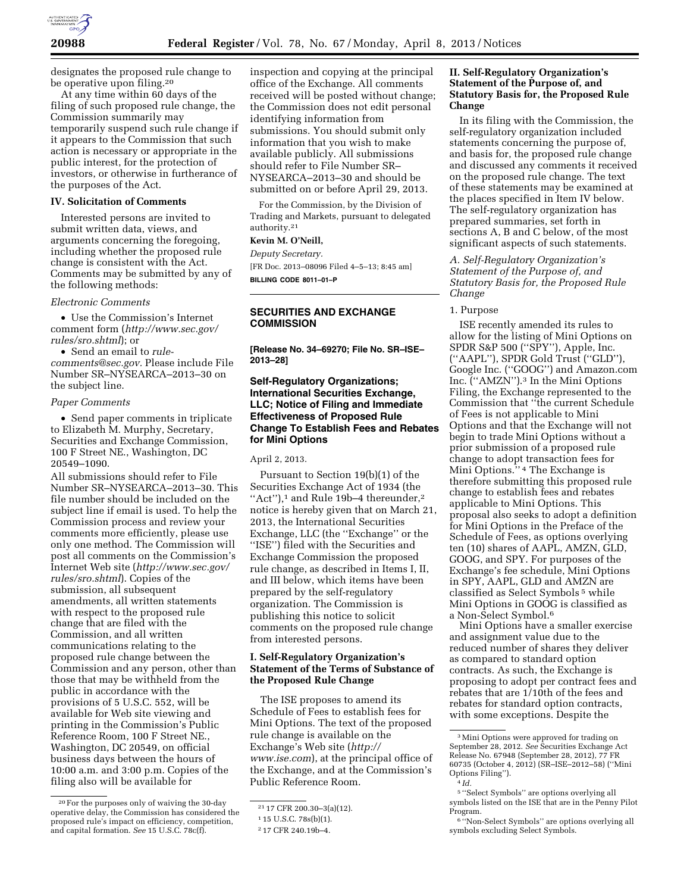designates the proposed rule change to be operative upon filing.[20]

At any time within 60 days of the filing of such proposed rule change, the Commission summarily may temporarily suspend such rule change if it appears to the Commission that such action is necessary or appropriate in the public interest, for the protection of investors, or otherwise in furtherance of the purposes of the Act.

### IV. Solicitation of Comments

Interested persons are invited to submit written data, views, and arguments concerning the foregoing, including whether the proposed rule change is consistent with the Act. Comments may be submitted by any of the following methods:

*Electronic Comments*

- Use the Commission's Internet comment form (*http://www.sec.gov/rules/sro.shtml*); or
- Send an email to *rule-comments@sec.gov.* Please include File Number SR–NYSEARCA–2013–30 on the subject line.

*Paper Comments*

- Send paper comments in triplicate to Elizabeth M. Murphy, Secretary, Securities and Exchange Commission, 100 F Street NE., Washington, DC 20549–1090.

All submissions should refer to File Number SR–NYSEARCA–2013–30. This file number should be included on the subject line if email is used. To help the Commission process and review your comments more efficiently, please use only one method. The Commission will post all comments on the Commission's Internet Web site (*http://www.sec.gov/rules/sro.shtml*). Copies of the submission, all subsequent amendments, all written statements with respect to the proposed rule change that are filed with the Commission, and all written communications relating to the proposed rule change between the Commission and any person, other than those that may be withheld from the public in accordance with the provisions of 5 U.S.C. 552, will be available for Web site viewing and printing in the Commission's Public Reference Room, 100 F Street NE., Washington, DC 20549, on official business days between the hours of 10:00 a.m. and 3:00 p.m. Copies of the filing also will be available for inspection and copying at the principal office of the Exchange. All comments received will be posted without change; the Commission does not edit personal identifying information from submissions. You should submit only information that you wish to make available publicly. All submissions should refer to File Number SR–NYSEARCA–2013–30 and should be submitted on or before April 29, 2013.

For the Commission, by the Division of Trading and Markets, pursuant to delegated authority.[21]

**Kevin M. O'Neill,**

*Deputy Secretary.*

[FR Doc. 2013–08096 Filed 4–5–13; 8:45 am]

**BILLING CODE 8011–01–P**

---

## SECURITIES AND EXCHANGE COMMISSION

**[Release No. 34–69270; File No. SR–ISE–2013–28]**

## Self-Regulatory Organizations; International Securities Exchange, LLC; Notice of Filing and Immediate Effectiveness of Proposed Rule Change To Establish Fees and Rebates for Mini Options

April 2, 2013.

Pursuant to Section 19(b)(1) of the Securities Exchange Act of 1934 (the "Act"),[1] and Rule 19b–4 thereunder,[2] notice is hereby given that on March 21, 2013, the International Securities Exchange, LLC (the "Exchange" or the "ISE") filed with the Securities and Exchange Commission the proposed rule change, as described in Items I, II, and III below, which items have been prepared by the self-regulatory organization. The Commission is publishing this notice to solicit comments on the proposed rule change from interested persons.

### I. Self-Regulatory Organization's Statement of the Terms of Substance of the Proposed Rule Change

The ISE proposes to amend its Schedule of Fees to establish fees for Mini Options. The text of the proposed rule change is available on the Exchange's Web site (*http://www.ise.com*), at the principal office of the Exchange, and at the Commission's Public Reference Room.

### II. Self-Regulatory Organization's Statement of the Purpose of, and Statutory Basis for, the Proposed Rule Change

In its filing with the Commission, the self-regulatory organization included statements concerning the purpose of, and basis for, the proposed rule change and discussed any comments it received on the proposed rule change. The text of these statements may be examined at the places specified in Item IV below. The self-regulatory organization has prepared summaries, set forth in sections A, B and C below, of the most significant aspects of such statements.

*A. Self-Regulatory Organization's Statement of the Purpose of, and Statutory Basis for, the Proposed Rule Change*

1. Purpose

ISE recently amended its rules to allow for the listing of Mini Options on SPDR S&P 500 ("SPY"), Apple, Inc. ("AAPL"), SPDR Gold Trust ("GLD"), Google Inc. ("GOOG") and Amazon.com Inc. ("AMZN").[3] In the Mini Options Filing, the Exchange represented to the Commission that "the current Schedule of Fees is not applicable to Mini Options and that the Exchange will not begin to trade Mini Options without a prior submission of a proposed rule change to adopt transaction fees for Mini Options."[4] The Exchange is therefore submitting this proposed rule change to establish fees and rebates applicable to Mini Options. This proposal also seeks to adopt a definition for Mini Options in the Preface of the Schedule of Fees, as options overlying ten (10) shares of AAPL, AMZN, GLD, GOOG, and SPY. For purposes of the Exchange's fee schedule, Mini Options in SPY, AAPL, GLD and AMZN are classified as Select Symbols[5] while Mini Options in GOOG is classified as a Non-Select Symbol.[6]

Mini Options have a smaller exercise and assignment value due to the reduced number of shares they deliver as compared to standard option contracts. As such, the Exchange is proposing to adopt per contract fees and rebates that are 1/10th of the fees and rebates for standard option contracts, with some exceptions. Despite the

---

[20] For the purposes only of waiving the 30-day operative delay, the Commission has considered the proposed rule's impact on efficiency, competition, and capital formation. *See* 15 U.S.C. 78c(f).

[21] 17 CFR 200.30–3(a)(12).

[1] 15 U.S.C. 78s(b)(1).

[2] 17 CFR 240.19b–4.

[3] Mini Options were approved for trading on September 28, 2012. *See* Securities Exchange Act Release No. 67948 (September 28, 2012), 77 FR 60735 (October 4, 2012) (SR–ISE–2012–58) ("Mini Options Filing").

[4] *Id.*

[5] "Select Symbols" are options overlying all symbols listed on the ISE that are in the Penny Pilot Program.

[6] "Non-Select Symbols" are options overlying all symbols excluding Select Symbols.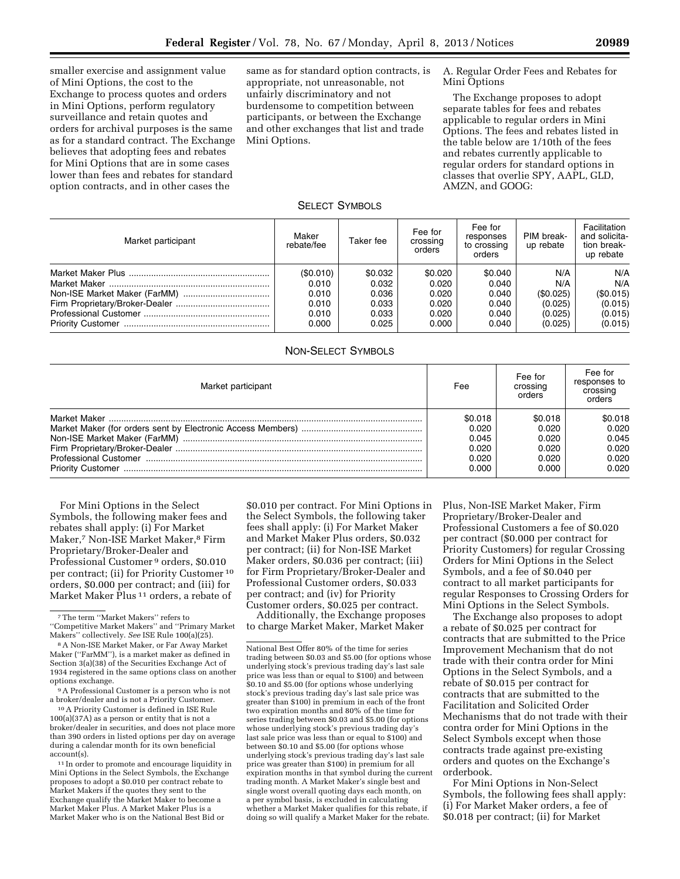smaller exercise and assignment value of Mini Options, the cost to the Exchange to process quotes and orders in Mini Options, perform regulatory surveillance and retain quotes and orders for archival purposes is the same as for a standard contract. The Exchange believes that adopting fees and rebates for Mini Options that are in some cases lower than fees and rebates for standard option contracts, and in other cases the same as for standard option contracts, is appropriate, not unreasonable, not unfairly discriminatory and not burdensome to competition between participants, or between the Exchange and other exchanges that list and trade Mini Options.

### A. Regular Order Fees and Rebates for Mini Options

The Exchange proposes to adopt separate tables for fees and rebates applicable to regular orders in Mini Options. The fees and rebates listed in the table below are 1/10th of the fees and rebates currently applicable to regular orders for standard options in classes that overlie SPY, AAPL, GLD, AMZN, and GOOG:

SELECT SYMBOLS

| Market participant | Maker rebate/fee | Taker fee | Fee for crossing orders | Fee for responses to crossing orders | PIM break-up rebate | Facilitation and solicitation break-up rebate |
|---|---|---|---|---|---|---|
| Market Maker Plus | ($0.010) | $0.032 | $0.020 | $0.040 | N/A | N/A |
| Market Maker | 0.010 | 0.032 | 0.020 | 0.040 | N/A | N/A |
| Non-ISE Market Maker (FarMM) | 0.010 | 0.036 | 0.020 | 0.040 | ($0.025) | ($0.015) |
| Firm Proprietary/Broker-Dealer | 0.010 | 0.033 | 0.020 | 0.040 | (0.025) | (0.015) |
| Professional Customer | 0.010 | 0.033 | 0.020 | 0.040 | (0.025) | (0.015) |
| Priority Customer | 0.000 | 0.025 | 0.000 | 0.040 | (0.025) | (0.015) |

NON-SELECT SYMBOLS

| Market participant | Fee | Fee for crossing orders | Fee for responses to crossing orders |
|---|---|---|---|
| Market Maker | $0.018 | $0.018 | $0.018 |
| Market Maker (for orders sent by Electronic Access Members) | 0.020 | 0.020 | 0.020 |
| Non-ISE Market Maker (FarMM) | 0.045 | 0.020 | 0.045 |
| Firm Proprietary/Broker-Dealer | 0.020 | 0.020 | 0.020 |
| Professional Customer | 0.020 | 0.020 | 0.020 |
| Priority Customer | 0.000 | 0.000 | 0.020 |

For Mini Options in the Select Symbols, the following maker fees and rebates shall apply: (i) For Market Maker,[7] Non-ISE Market Maker,[8] Firm Proprietary/Broker-Dealer and Professional Customer[9] orders, $0.010 per contract; (ii) for Priority Customer[10] orders, $0.000 per contract; and (iii) for Market Maker Plus[11] orders, a rebate of $0.010 per contract. For Mini Options in the Select Symbols, the following taker fees shall apply: (i) For Market Maker and Market Maker Plus orders, $0.032 per contract; (ii) for Non-ISE Market Maker orders, $0.036 per contract; (iii) for Firm Proprietary/Broker-Dealer and Professional Customer orders, $0.033 per contract; and (iv) for Priority Customer orders, $0.025 per contract.

Additionally, the Exchange proposes to charge Market Maker, Market Maker Plus, Non-ISE Market Maker, Firm Proprietary/Broker-Dealer and Professional Customers a fee of $0.020 per contract ($0.000 per contract for Priority Customers) for regular Crossing Orders for Mini Options in the Select Symbols, and a fee of $0.040 per contract to all market participants for regular Responses to Crossing Orders for Mini Options in the Select Symbols.

The Exchange also proposes to adopt a rebate of $0.025 per contract for contracts that are submitted to the Price Improvement Mechanism that do not trade with their contra order for Mini Options in the Select Symbols, and a rebate of $0.015 per contract for contracts that are submitted to the Facilitation and Solicited Order Mechanisms that do not trade with their contra order for Mini Options in the Select Symbols except when those contracts trade against pre-existing orders and quotes on the Exchange's orderbook.

For Mini Options in Non-Select Symbols, the following fees shall apply: (i) For Market Maker orders, a fee of $0.018 per contract; (ii) for Market

[7] The term "Market Makers" refers to "Competitive Market Makers" and "Primary Market Makers" collectively. *See* ISE Rule 100(a)(25).

[8] A Non-ISE Market Maker, or Far Away Market Maker ("FarMM"), is a market maker as defined in Section 3(a)(38) of the Securities Exchange Act of 1934 registered in the same options class on another options exchange.

[9] A Professional Customer is a person who is not a broker/dealer and is not a Priority Customer.

[10] A Priority Customer is defined in ISE Rule 100(a)(37A) as a person or entity that is not a broker/dealer in securities, and does not place more than 390 orders in listed options per day on average during a calendar month for its own beneficial account(s).

[11] In order to promote and encourage liquidity in Mini Options in the Select Symbols, the Exchange proposes to adopt a $0.010 per contract rebate to Market Makers if the quotes they sent to the Exchange qualify the Market Maker to become a Market Maker Plus. A Market Maker Plus is a Market Maker who is on the National Best Bid or National Best Offer 80% of the time for series trading between $0.03 and $5.00 (for options whose underlying stock's previous trading day's last sale price was less than or equal to $100) and between $0.10 and $5.00 (for options whose underlying stock's previous trading day's last sale price was greater than $100) in premium in each of the front two expiration months and 80% of the time for series trading between $0.03 and $5.00 (for options whose underlying stock's previous trading day's last sale price was less than or equal to $100) and between $0.10 and $5.00 (for options whose underlying stock's previous trading day's last sale price was greater than $100) in premium for all expiration months in that symbol during the current trading month. A Market Maker's single best and single worst overall quoting days each month, on a per symbol basis, is excluded in calculating whether a Market Maker qualifies for this rebate, if doing so will qualify a Market Maker for the rebate.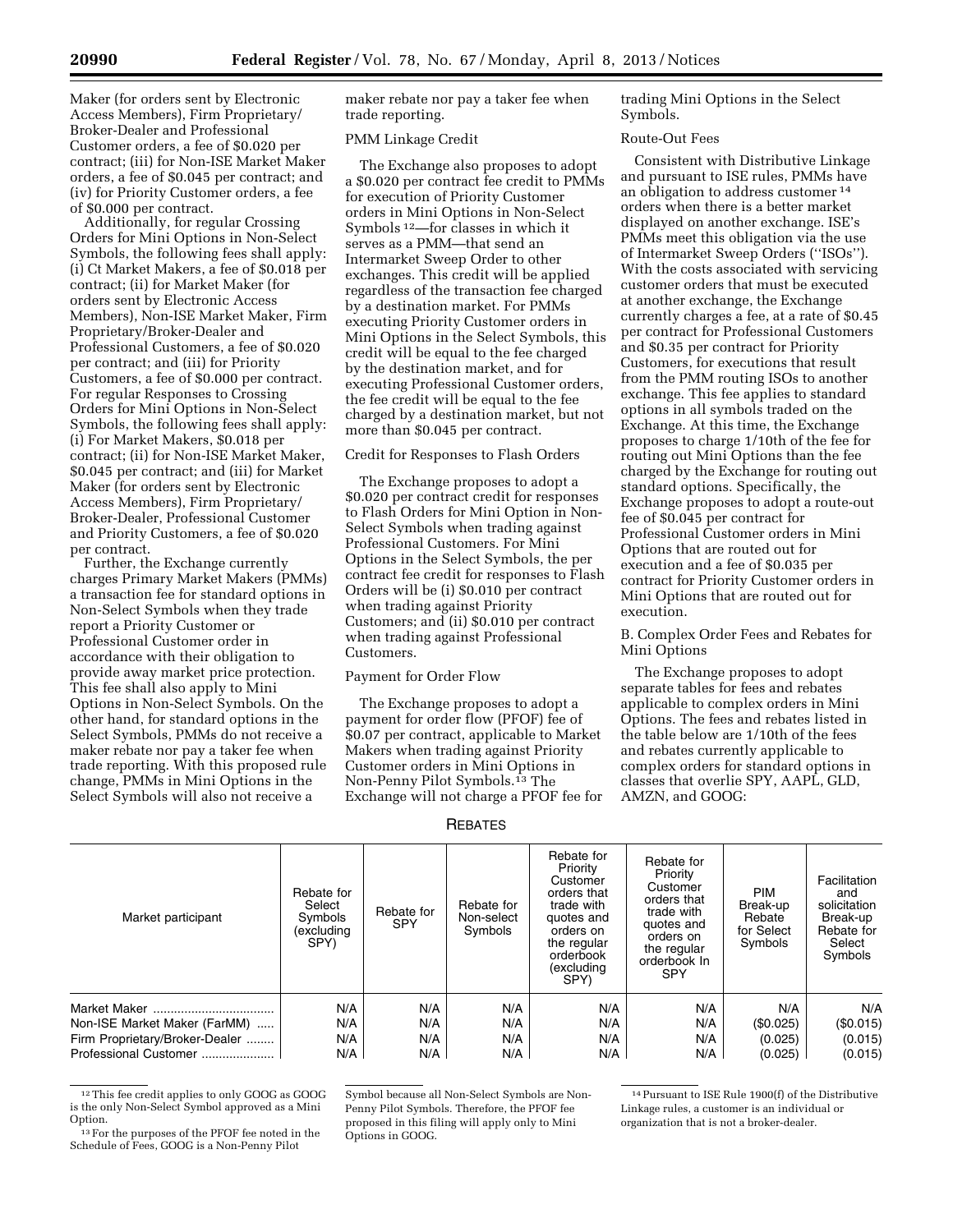Maker (for orders sent by Electronic Access Members), Firm Proprietary/Broker-Dealer and Professional Customer orders, a fee of $0.020 per contract; (iii) for Non-ISE Market Maker orders, a fee of $0.045 per contract; and (iv) for Priority Customer orders, a fee of $0.000 per contract.

Additionally, for regular Crossing Orders for Mini Options in Non-Select Symbols, the following fees shall apply: (i) Ct Market Makers, a fee of $0.018 per contract; (ii) for Market Maker (for orders sent by Electronic Access Members), Non-ISE Market Maker, Firm Proprietary/Broker-Dealer and Professional Customers, a fee of $0.020 per contract; and (iii) for Priority Customers, a fee of $0.000 per contract. For regular Responses to Crossing Orders for Mini Options in Non-Select Symbols, the following fees shall apply: (i) For Market Makers, $0.018 per contract; (ii) for Non-ISE Market Maker, $0.045 per contract; and (iii) for Market Maker (for orders sent by Electronic Access Members), Firm Proprietary/Broker-Dealer, Professional Customer and Priority Customers, a fee of $0.020 per contract.

Further, the Exchange currently charges Primary Market Makers (PMMs) a transaction fee for standard options in Non-Select Symbols when they trade report a Priority Customer or Professional Customer order in accordance with their obligation to provide away market price protection. This fee shall also apply to Mini Options in Non-Select Symbols. On the other hand, for standard options in the Select Symbols, PMMs do not receive a maker rebate nor pay a taker fee when trade reporting. With this proposed rule change, PMMs in Mini Options in the Select Symbols will also not receive a maker rebate nor pay a taker fee when trade reporting.

PMM Linkage Credit

The Exchange also proposes to adopt a $0.020 per contract fee credit to PMMs for execution of Priority Customer orders in Mini Options in Non-Select Symbols [12]—for classes in which it serves as a PMM—that send an Intermarket Sweep Order to other exchanges. This credit will be applied regardless of the transaction fee charged by a destination market. For PMMs executing Priority Customer orders in Mini Options in the Select Symbols, this credit will be equal to the fee charged by the destination market, and for executing Professional Customer orders, the fee credit will be equal to the fee charged by a destination market, but not more than $0.045 per contract.

Credit for Responses to Flash Orders

The Exchange proposes to adopt a $0.020 per contract credit for responses to Flash Orders for Mini Option in Non-Select Symbols when trading against Professional Customers. For Mini Options in the Select Symbols, the per contract fee credit for responses to Flash Orders will be (i) $0.010 per contract when trading against Priority Customers; and (ii) $0.010 per contract when trading against Professional Customers.

Payment for Order Flow

The Exchange proposes to adopt a payment for order flow (PFOF) fee of $0.07 per contract, applicable to Market Makers when trading against Priority Customer orders in Mini Options in Non-Penny Pilot Symbols.[13] The Exchange will not charge a PFOF fee for trading Mini Options in the Select Symbols.

Route-Out Fees

Consistent with Distributive Linkage and pursuant to ISE rules, PMMs have an obligation to address customer [14] orders when there is a better market displayed on another exchange. ISE's PMMs meet this obligation via the use of Intermarket Sweep Orders (''ISOs''). With the costs associated with servicing customer orders that must be executed at another exchange, the Exchange currently charges a fee, at a rate of $0.45 per contract for Professional Customers and $0.35 per contract for Priority Customers, for executions that result from the PMM routing ISOs to another exchange. This fee applies to standard options in all symbols traded on the Exchange. At this time, the Exchange proposes to charge 1/10th of the fee for routing out Mini Options than the fee charged by the Exchange for routing out standard options. Specifically, the Exchange proposes to adopt a route-out fee of $0.045 per contract for Professional Customer orders in Mini Options that are routed out for execution and a fee of $0.035 per contract for Priority Customer orders in Mini Options that are routed out for execution.

B. Complex Order Fees and Rebates for Mini Options

The Exchange proposes to adopt separate tables for fees and rebates applicable to complex orders in Mini Options. The fees and rebates listed in the table below are 1/10th of the fees and rebates currently applicable to complex orders for standard options in classes that overlie SPY, AAPL, GLD, AMZN, and GOOG:

REBATES

| Market participant | Rebate for Select Symbols (excluding SPY) | Rebate for SPY | Rebate for Non-select Symbols | Rebate for Priority Customer orders that trade with quotes and orders on the regular orderbook (excluding SPY) | Rebate for Priority Customer orders that trade with quotes and orders on the regular orderbook In SPY | PIM Break-up Rebate for Select Symbols | Facilitation and solicitation Break-up Rebate for Select Symbols |
|---|---|---|---|---|---|---|---|
| Market Maker | N/A | N/A | N/A | N/A | N/A | N/A | N/A |
| Non-ISE Market Maker (FarMM) | N/A | N/A | N/A | N/A | N/A | ($0.025) | ($0.015) |
| Firm Proprietary/Broker-Dealer | N/A | N/A | N/A | N/A | N/A | (0.025) | (0.015) |
| Professional Customer | N/A | N/A | N/A | N/A | N/A | (0.025) | (0.015) |

[12] This fee credit applies to only GOOG as GOOG is the only Non-Select Symbol approved as a Mini Option.

[13] For the purposes of the PFOF fee noted in the Schedule of Fees, GOOG is a Non-Penny Pilot Symbol because all Non-Select Symbols are Non-Penny Pilot Symbols. Therefore, the PFOF fee proposed in this filing will apply only to Mini Options in GOOG.

[14] Pursuant to ISE Rule 1900(f) of the Distributive Linkage rules, a customer is an individual or organization that is not a broker-dealer.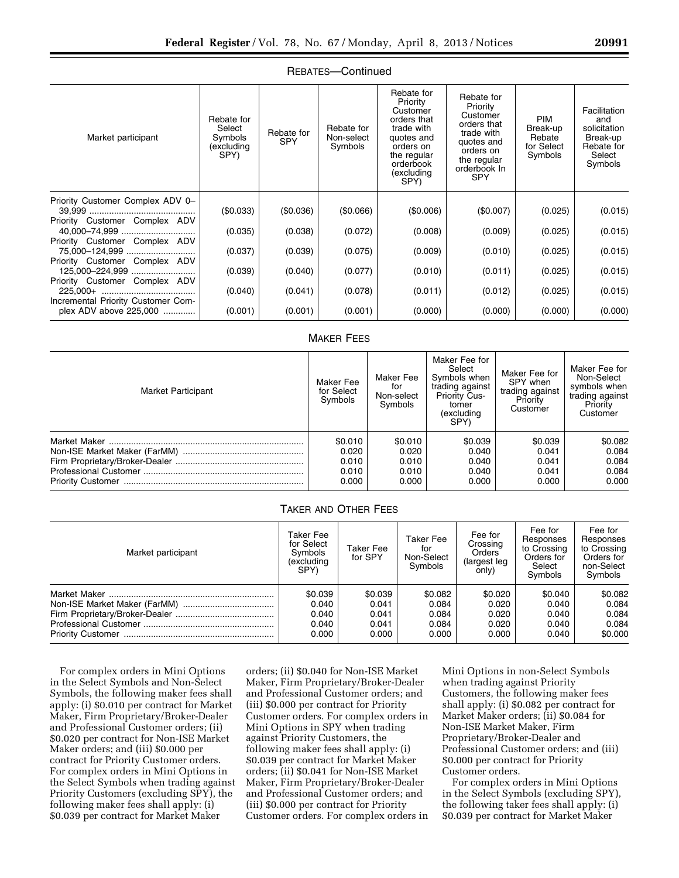REBATES—Continued

| Market participant | Rebate for Select Symbols (excluding SPY) | Rebate for SPY | Rebate for Non-select Symbols | Rebate for Priority Customer orders that trade with quotes and orders on the regular orderbook (excluding SPY) | Rebate for Priority Customer orders that trade with quotes and orders on the regular orderbook In SPY | PIM Break-up Rebate for Select Symbols | Facilitation and solicitation Break-up Rebate for Select Symbols |
|---|---|---|---|---|---|---|---|
| Priority Customer Complex ADV 0–39,999 | ($0.033) | ($0.036) | ($0.066) | ($0.006) | ($0.007) | (0.025) | (0.015) |
| Priority Customer Complex ADV 40,000–74,999 | (0.035) | (0.038) | (0.072) | (0.008) | (0.009) | (0.025) | (0.015) |
| Priority Customer Complex ADV 75,000–124,999 | (0.037) | (0.039) | (0.075) | (0.009) | (0.010) | (0.025) | (0.015) |
| Priority Customer Complex ADV 125,000–224,999 | (0.039) | (0.040) | (0.077) | (0.010) | (0.011) | (0.025) | (0.015) |
| Priority Customer Complex ADV 225,000+ | (0.040) | (0.041) | (0.078) | (0.011) | (0.012) | (0.025) | (0.015) |
| Incremental Priority Customer Complex ADV above 225,000 | (0.001) | (0.001) | (0.001) | (0.000) | (0.000) | (0.000) | (0.000) |

MAKER FEES

| Market Participant | Maker Fee for Select Symbols | Maker Fee for Non-select Symbols | Maker Fee for Select Symbols when trading against Priority Customer (excluding SPY) | Maker Fee for SPY when trading against Priority Customer | Maker Fee for Non-Select symbols when trading against Priority Customer |
|---|---|---|---|---|---|
| Market Maker | $0.010 | $0.010 | $0.039 | $0.039 | $0.082 |
| Non-ISE Market Maker (FarMM) | 0.020 | 0.020 | 0.040 | 0.041 | 0.084 |
| Firm Proprietary/Broker-Dealer | 0.010 | 0.010 | 0.040 | 0.041 | 0.084 |
| Professional Customer | 0.010 | 0.010 | 0.040 | 0.041 | 0.084 |
| Priority Customer | 0.000 | 0.000 | 0.000 | 0.000 | 0.000 |

TAKER AND OTHER FEES

| Market participant | Taker Fee for Select Symbols (excluding SPY) | Taker Fee for SPY | Taker Fee for Non-Select Symbols | Fee for Crossing Orders (largest leg only) | Fee for Responses to Crossing Orders for Select Symbols | Fee for Responses to Crossing Orders for non-Select Symbols |
|---|---|---|---|---|---|---|
| Market Maker | $0.039 | $0.039 | $0.082 | $0.020 | $0.040 | $0.082 |
| Non-ISE Market Maker (FarMM) | 0.040 | 0.041 | 0.084 | 0.020 | 0.040 | 0.084 |
| Firm Proprietary/Broker-Dealer | 0.040 | 0.041 | 0.084 | 0.020 | 0.040 | 0.084 |
| Professional Customer | 0.040 | 0.041 | 0.084 | 0.020 | 0.040 | 0.084 |
| Priority Customer | 0.000 | 0.000 | 0.000 | 0.000 | 0.040 | $0.000 |

For complex orders in Mini Options in the Select Symbols and Non-Select Symbols, the following maker fees shall apply: (i) $0.010 per contract for Market Maker, Firm Proprietary/Broker-Dealer and Professional Customer orders; (ii) $0.020 per contract for Non-ISE Market Maker orders; and (iii) $0.000 per contract for Priority Customer orders. For complex orders in Mini Options in the Select Symbols when trading against Priority Customers (excluding SPY), the following maker fees shall apply: (i) $0.039 per contract for Market Maker orders; (ii) $0.040 for Non-ISE Market Maker, Firm Proprietary/Broker-Dealer and Professional Customer orders; and (iii) $0.000 per contract for Priority Customer orders. For complex orders in Mini Options in SPY when trading against Priority Customers, the following maker fees shall apply: (i) $0.039 per contract for Market Maker orders; (ii) $0.041 for Non-ISE Market Maker, Firm Proprietary/Broker-Dealer and Professional Customer orders; and (iii) $0.000 per contract for Priority Customer orders. For complex orders in Mini Options in non-Select Symbols when trading against Priority Customers, the following maker fees shall apply: (i) $0.082 per contract for Market Maker orders; (ii) $0.084 for Non-ISE Market Maker, Firm Proprietary/Broker-Dealer and Professional Customer orders; and (iii) $0.000 per contract for Priority Customer orders.

For complex orders in Mini Options in the Select Symbols (excluding SPY), the following taker fees shall apply: (i) $0.039 per contract for Market Maker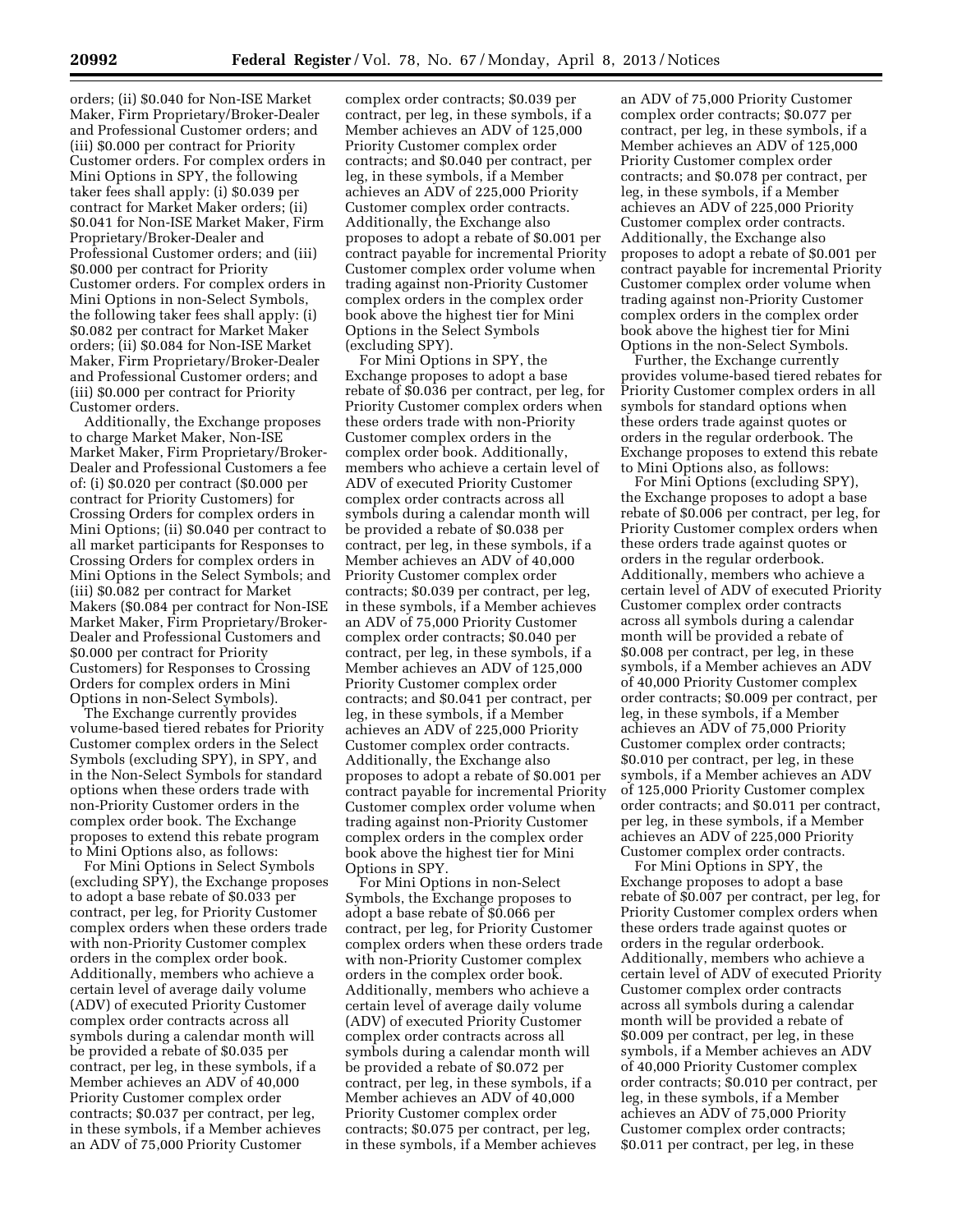orders; (ii) $0.040 for Non-ISE Market Maker, Firm Proprietary/Broker-Dealer and Professional Customer orders; and (iii) $0.000 per contract for Priority Customer orders. For complex orders in Mini Options in SPY, the following taker fees shall apply: (i) $0.039 per contract for Market Maker orders; (ii) $0.041 for Non-ISE Market Maker, Firm Proprietary/Broker-Dealer and Professional Customer orders; and (iii) $0.000 per contract for Priority Customer orders. For complex orders in Mini Options in non-Select Symbols, the following taker fees shall apply: (i) $0.082 per contract for Market Maker orders; (ii) $0.084 for Non-ISE Market Maker, Firm Proprietary/Broker-Dealer and Professional Customer orders; and (iii) $0.000 per contract for Priority Customer orders.

Additionally, the Exchange proposes to charge Market Maker, Non-ISE Market Maker, Firm Proprietary/Broker-Dealer and Professional Customers a fee of: (i) $0.020 per contract ($0.000 per contract for Priority Customers) for Crossing Orders for complex orders in Mini Options; (ii) $0.040 per contract to all market participants for Responses to Crossing Orders for complex orders in Mini Options in the Select Symbols; and (iii) $0.082 per contract for Market Makers ($0.084 per contract for Non-ISE Market Maker, Firm Proprietary/Broker-Dealer and Professional Customers and $0.000 per contract for Priority Customers) for Responses to Crossing Orders for complex orders in Mini Options in non-Select Symbols).

The Exchange currently provides volume-based tiered rebates for Priority Customer complex orders in the Select Symbols (excluding SPY), in SPY, and in the Non-Select Symbols for standard options when these orders trade with non-Priority Customer orders in the complex order book. The Exchange proposes to extend this rebate program to Mini Options also, as follows:

For Mini Options in Select Symbols (excluding SPY), the Exchange proposes to adopt a base rebate of $0.033 per contract, per leg, for Priority Customer complex orders when these orders trade with non-Priority Customer complex orders in the complex order book. Additionally, members who achieve a certain level of average daily volume (ADV) of executed Priority Customer complex order contracts across all symbols during a calendar month will be provided a rebate of $0.035 per contract, per leg, in these symbols, if a Member achieves an ADV of 40,000 Priority Customer complex order contracts; $0.037 per contract, per leg, in these symbols, if a Member achieves an ADV of 75,000 Priority Customer complex order contracts; $0.039 per contract, per leg, in these symbols, if a Member achieves an ADV of 125,000 Priority Customer complex order contracts; and $0.040 per contract, per leg, in these symbols, if a Member achieves an ADV of 225,000 Priority Customer complex order contracts. Additionally, the Exchange also proposes to adopt a rebate of $0.001 per contract payable for incremental Priority Customer complex order volume when trading against non-Priority Customer complex orders in the complex order book above the highest tier for Mini Options in the Select Symbols (excluding SPY).

For Mini Options in SPY, the Exchange proposes to adopt a base rebate of $0.036 per contract, per leg, for Priority Customer complex orders when these orders trade with non-Priority Customer complex orders in the complex order book. Additionally, members who achieve a certain level of ADV of executed Priority Customer complex order contracts across all symbols during a calendar month will be provided a rebate of $0.038 per contract, per leg, in these symbols, if a Member achieves an ADV of 40,000 Priority Customer complex order contracts; $0.039 per contract, per leg, in these symbols, if a Member achieves an ADV of 75,000 Priority Customer complex order contracts; $0.040 per contract, per leg, in these symbols, if a Member achieves an ADV of 125,000 Priority Customer complex order contracts; and $0.041 per contract, per leg, in these symbols, if a Member achieves an ADV of 225,000 Priority Customer complex order contracts. Additionally, the Exchange also proposes to adopt a rebate of $0.001 per contract payable for incremental Priority Customer complex order volume when trading against non-Priority Customer complex orders in the complex order book above the highest tier for Mini Options in SPY.

For Mini Options in non-Select Symbols, the Exchange proposes to adopt a base rebate of $0.066 per contract, per leg, for Priority Customer complex orders when these orders trade with non-Priority Customer complex orders in the complex order book. Additionally, members who achieve a certain level of average daily volume (ADV) of executed Priority Customer complex order contracts across all symbols during a calendar month will be provided a rebate of $0.072 per contract, per leg, in these symbols, if a Member achieves an ADV of 40,000 Priority Customer complex order contracts; $0.075 per contract, per leg, in these symbols, if a Member achieves an ADV of 75,000 Priority Customer complex order contracts; $0.077 per contract, per leg, in these symbols, if a Member achieves an ADV of 125,000 Priority Customer complex order contracts; and $0.078 per contract, per leg, in these symbols, if a Member achieves an ADV of 225,000 Priority Customer complex order contracts. Additionally, the Exchange also proposes to adopt a rebate of $0.001 per contract payable for incremental Priority Customer complex order volume when trading against non-Priority Customer complex orders in the complex order book above the highest tier for Mini Options in the non-Select Symbols.

Further, the Exchange currently provides volume-based tiered rebates for Priority Customer complex orders in all symbols for standard options when these orders trade against quotes or orders in the regular orderbook. The Exchange proposes to extend this rebate to Mini Options also, as follows:

For Mini Options (excluding SPY), the Exchange proposes to adopt a base rebate of $0.006 per contract, per leg, for Priority Customer complex orders when these orders trade against quotes or orders in the regular orderbook. Additionally, members who achieve a certain level of ADV of executed Priority Customer complex order contracts across all symbols during a calendar month will be provided a rebate of $0.008 per contract, per leg, in these symbols, if a Member achieves an ADV of 40,000 Priority Customer complex order contracts; $0.009 per contract, per leg, in these symbols, if a Member achieves an ADV of 75,000 Priority Customer complex order contracts; $0.010 per contract, per leg, in these symbols, if a Member achieves an ADV of 125,000 Priority Customer complex order contracts; and $0.011 per contract, per leg, in these symbols, if a Member achieves an ADV of 225,000 Priority Customer complex order contracts.

For Mini Options in SPY, the Exchange proposes to adopt a base rebate of $0.007 per contract, per leg, for Priority Customer complex orders when these orders trade against quotes or orders in the regular orderbook. Additionally, members who achieve a certain level of ADV of executed Priority Customer complex order contracts across all symbols during a calendar month will be provided a rebate of $0.009 per contract, per leg, in these symbols, if a Member achieves an ADV of 40,000 Priority Customer complex order contracts; $0.010 per contract, per leg, in these symbols, if a Member achieves an ADV of 75,000 Priority Customer complex order contracts; $0.011 per contract, per leg, in these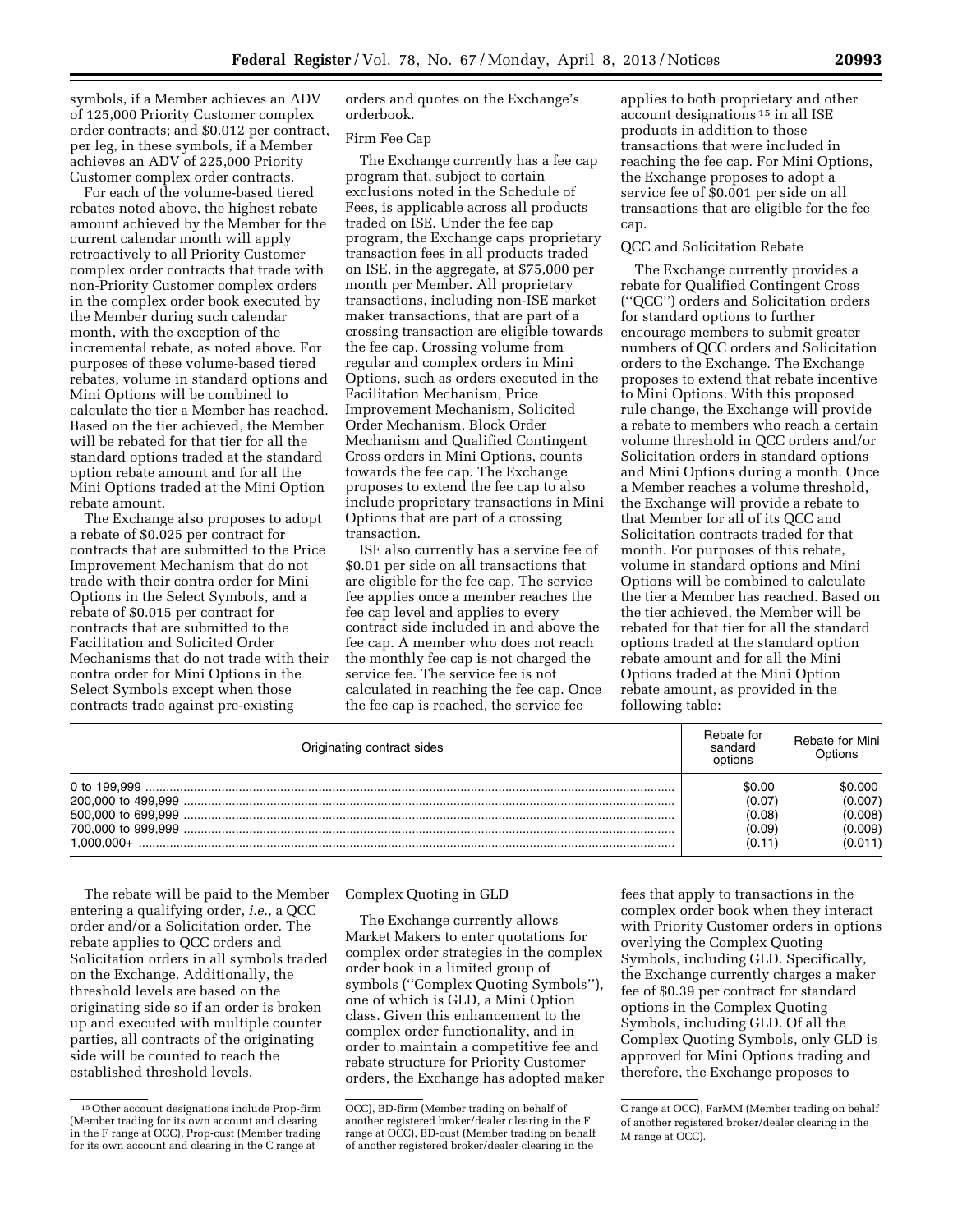symbols, if a Member achieves an ADV of 125,000 Priority Customer complex order contracts; and $0.012 per contract, per leg, in these symbols, if a Member achieves an ADV of 225,000 Priority Customer complex order contracts.

For each of the volume-based tiered rebates noted above, the highest rebate amount achieved by the Member for the current calendar month will apply retroactively to all Priority Customer complex order contracts that trade with non-Priority Customer complex orders in the complex order book executed by the Member during such calendar month, with the exception of the incremental rebate, as noted above. For purposes of these volume-based tiered rebates, volume in standard options and Mini Options will be combined to calculate the tier a Member has reached. Based on the tier achieved, the Member will be rebated for that tier for all the standard options traded at the standard option rebate amount and for all the Mini Options traded at the Mini Option rebate amount.

The Exchange also proposes to adopt a rebate of $0.025 per contract for contracts that are submitted to the Price Improvement Mechanism that do not trade with their contra order for Mini Options in the Select Symbols, and a rebate of $0.015 per contract for contracts that are submitted to the Facilitation and Solicited Order Mechanisms that do not trade with their contra order for Mini Options in the Select Symbols except when those contracts trade against pre-existing orders and quotes on the Exchange's orderbook.

### Firm Fee Cap

The Exchange currently has a fee cap program that, subject to certain exclusions noted in the Schedule of Fees, is applicable across all products traded on ISE. Under the fee cap program, the Exchange caps proprietary transaction fees in all products traded on ISE, in the aggregate, at $75,000 per month per Member. All proprietary transactions, including non-ISE market maker transactions, that are part of a crossing transaction are eligible towards the fee cap. Crossing volume from regular and complex orders in Mini Options, such as orders executed in the Facilitation Mechanism, Price Improvement Mechanism, Solicited Order Mechanism, Block Order Mechanism and Qualified Contingent Cross orders in Mini Options, counts towards the fee cap. The Exchange proposes to extend the fee cap to also include proprietary transactions in Mini Options that are part of a crossing transaction.

ISE also currently has a service fee of $0.01 per side on all transactions that are eligible for the fee cap. The service fee applies once a member reaches the fee cap level and applies to every contract side included in and above the fee cap. A member who does not reach the monthly fee cap is not charged the service fee. The service fee is not calculated in reaching the fee cap. Once the fee cap is reached, the service fee applies to both proprietary and other account designations [15] in all ISE products in addition to those transactions that were included in reaching the fee cap. For Mini Options, the Exchange proposes to adopt a service fee of $0.001 per side on all transactions that are eligible for the fee cap.

### QCC and Solicitation Rebate

The Exchange currently provides a rebate for Qualified Contingent Cross ("QCC") orders and Solicitation orders for standard options to further encourage members to submit greater numbers of QCC orders and Solicitation orders to the Exchange. The Exchange proposes to extend that rebate incentive to Mini Options. With this proposed rule change, the Exchange will provide a rebate to members who reach a certain volume threshold in QCC orders and/or Solicitation orders in standard options and Mini Options during a month. Once a Member reaches a volume threshold, the Exchange will provide a rebate to that Member for all of its QCC and Solicitation contracts traded for that month. For purposes of this rebate, volume in standard options and Mini Options will be combined to calculate the tier a Member has reached. Based on the tier achieved, the Member will be rebated for that tier for all the standard options traded at the standard option rebate amount and for all the Mini Options traded at the Mini Option rebate amount, as provided in the following table:

| Originating contract sides | Rebate for standard options | Rebate for Mini Options |
|---|---|---|
| 0 to 199,999 | $0.00 | $0.000 |
| 200,000 to 499,999 | (0.07) | (0.007) |
| 500,000 to 699,999 | (0.08) | (0.008) |
| 700,000 to 999,999 | (0.09) | (0.009) |
| 1,000,000+ | (0.11) | (0.011) |

The rebate will be paid to the Member entering a qualifying order, *i.e.,* a QCC order and/or a Solicitation order. The rebate applies to QCC orders and Solicitation orders in all symbols traded on the Exchange. Additionally, the threshold levels are based on the originating side so if an order is broken up and executed with multiple counter parties, all contracts of the originating side will be counted to reach the established threshold levels.

### Complex Quoting in GLD

The Exchange currently allows Market Makers to enter quotations for complex order strategies in the complex order book in a limited group of symbols ("Complex Quoting Symbols"), one of which is GLD, a Mini Option class. Given this enhancement to the complex order functionality, and in order to maintain a competitive fee and rebate structure for Priority Customer orders, the Exchange has adopted maker fees that apply to transactions in the complex order book when they interact with Priority Customer orders in options overlying the Complex Quoting Symbols, including GLD. Specifically, the Exchange currently charges a maker fee of $0.39 per contract for standard options in the Complex Quoting Symbols, including GLD. Of all the Complex Quoting Symbols, only GLD is approved for Mini Options trading and therefore, the Exchange proposes to

[15] Other account designations include Prop-firm (Member trading for its own account and clearing in the F range at OCC), Prop-cust (Member trading for its own account and clearing in the C range at OCC), BD-firm (Member trading on behalf of another registered broker/dealer clearing in the F range at OCC), BD-cust (Member trading on behalf of another registered broker/dealer clearing in the C range at OCC), FarMM (Member trading on behalf of another registered broker/dealer clearing in the M range at OCC).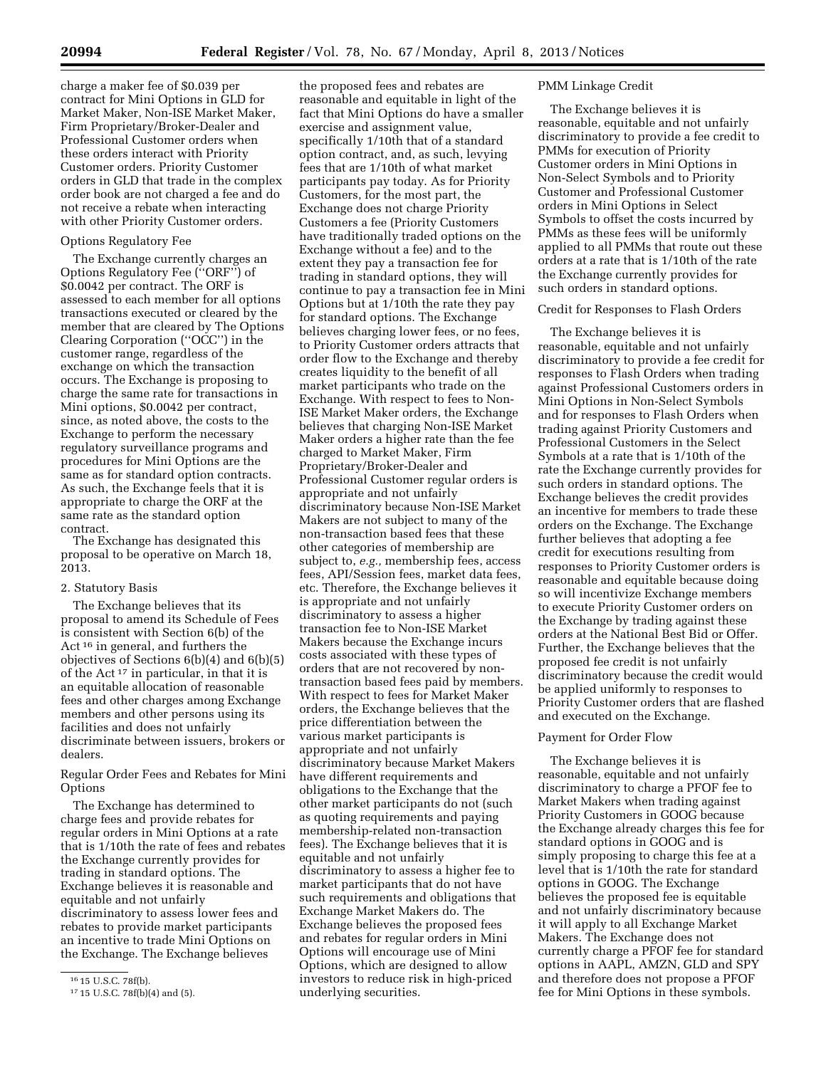charge a maker fee of $0.039 per contract for Mini Options in GLD for Market Maker, Non-ISE Market Maker, Firm Proprietary/Broker-Dealer and Professional Customer orders when these orders interact with Priority Customer orders. Priority Customer orders in GLD that trade in the complex order book are not charged a fee and do not receive a rebate when interacting with other Priority Customer orders.

Options Regulatory Fee

The Exchange currently charges an Options Regulatory Fee (''ORF'') of $0.0042 per contract. The ORF is assessed to each member for all options transactions executed or cleared by the member that are cleared by The Options Clearing Corporation (''OCC'') in the customer range, regardless of the exchange on which the transaction occurs. The Exchange is proposing to charge the same rate for transactions in Mini options, $0.0042 per contract, since, as noted above, the costs to the Exchange to perform the necessary regulatory surveillance programs and procedures for Mini Options are the same as for standard option contracts. As such, the Exchange feels that it is appropriate to charge the ORF at the same rate as the standard option contract.

The Exchange has designated this proposal to be operative on March 18, 2013.

2. Statutory Basis

The Exchange believes that its proposal to amend its Schedule of Fees is consistent with Section 6(b) of the Act [16] in general, and furthers the objectives of Sections 6(b)(4) and 6(b)(5) of the Act [17] in particular, in that it is an equitable allocation of reasonable fees and other charges among Exchange members and other persons using its facilities and does not unfairly discriminate between issuers, brokers or dealers.

Regular Order Fees and Rebates for Mini Options

The Exchange has determined to charge fees and provide rebates for regular orders in Mini Options at a rate that is 1/10th the rate of fees and rebates the Exchange currently provides for trading in standard options. The Exchange believes it is reasonable and equitable and not unfairly discriminatory to assess lower fees and rebates to provide market participants an incentive to trade Mini Options on the Exchange. The Exchange believes the proposed fees and rebates are reasonable and equitable in light of the fact that Mini Options do have a smaller exercise and assignment value, specifically 1/10th that of a standard option contract, and, as such, levying fees that are 1/10th of what market participants pay today. As for Priority Customers, for the most part, the Exchange does not charge Priority Customers a fee (Priority Customers have traditionally traded options on the Exchange without a fee) and to the extent they pay a transaction fee for trading in standard options, they will continue to pay a transaction fee in Mini Options but at 1/10th the rate they pay for standard options. The Exchange believes charging lower fees, or no fees, to Priority Customer orders attracts that order flow to the Exchange and thereby creates liquidity to the benefit of all market participants who trade on the Exchange. With respect to fees to Non-ISE Market Maker orders, the Exchange believes that charging Non-ISE Market Maker orders a higher rate than the fee charged to Market Maker, Firm Proprietary/Broker-Dealer and Professional Customer regular orders is appropriate and not unfairly discriminatory because Non-ISE Market Makers are not subject to many of the non-transaction based fees that these other categories of membership are subject to, *e.g.,* membership fees, access fees, API/Session fees, market data fees, etc. Therefore, the Exchange believes it is appropriate and not unfairly discriminatory to assess a higher transaction fee to Non-ISE Market Makers because the Exchange incurs costs associated with these types of orders that are not recovered by non-transaction based fees paid by members. With respect to fees for Market Maker orders, the Exchange believes that the price differentiation between the various market participants is appropriate and not unfairly discriminatory because Market Makers have different requirements and obligations to the Exchange that the other market participants do not (such as quoting requirements and paying membership-related non-transaction fees). The Exchange believes that it is equitable and not unfairly discriminatory to assess a higher fee to market participants that do not have such requirements and obligations that Exchange Market Makers do. The Exchange believes the proposed fees and rebates for regular orders in Mini Options will encourage use of Mini Options, which are designed to allow investors to reduce risk in high-priced underlying securities.

PMM Linkage Credit

The Exchange believes it is reasonable, equitable and not unfairly discriminatory to provide a fee credit to PMMs for execution of Priority Customer orders in Mini Options in Non-Select Symbols and to Priority Customer and Professional Customer orders in Mini Options in Select Symbols to offset the costs incurred by PMMs as these fees will be uniformly applied to all PMMs that route out these orders at a rate that is 1/10th of the rate the Exchange currently provides for such orders in standard options.

Credit for Responses to Flash Orders

The Exchange believes it is reasonable, equitable and not unfairly discriminatory to provide a fee credit for responses to Flash Orders when trading against Professional Customers orders in Mini Options in Non-Select Symbols and for responses to Flash Orders when trading against Priority Customers and Professional Customers in the Select Symbols at a rate that is 1/10th of the rate the Exchange currently provides for such orders in standard options. The Exchange believes the credit provides an incentive for members to trade these orders on the Exchange. The Exchange further believes that adopting a fee credit for executions resulting from responses to Priority Customer orders is reasonable and equitable because doing so will incentivize Exchange members to execute Priority Customer orders on the Exchange by trading against these orders at the National Best Bid or Offer. Further, the Exchange believes that the proposed fee credit is not unfairly discriminatory because the credit would be applied uniformly to responses to Priority Customer orders that are flashed and executed on the Exchange.

Payment for Order Flow

The Exchange believes it is reasonable, equitable and not unfairly discriminatory to charge a PFOF fee to Market Makers when trading against Priority Customers in GOOG because the Exchange already charges this fee for standard options in GOOG and is simply proposing to charge this fee at a level that is 1/10th the rate for standard options in GOOG. The Exchange believes the proposed fee is equitable and not unfairly discriminatory because it will apply to all Exchange Market Makers. The Exchange does not currently charge a PFOF fee for standard options in AAPL, AMZN, GLD and SPY and therefore does not propose a PFOF fee for Mini Options in these symbols.

[16] 15 U.S.C. 78f(b).

[17] 15 U.S.C. 78f(b)(4) and (5).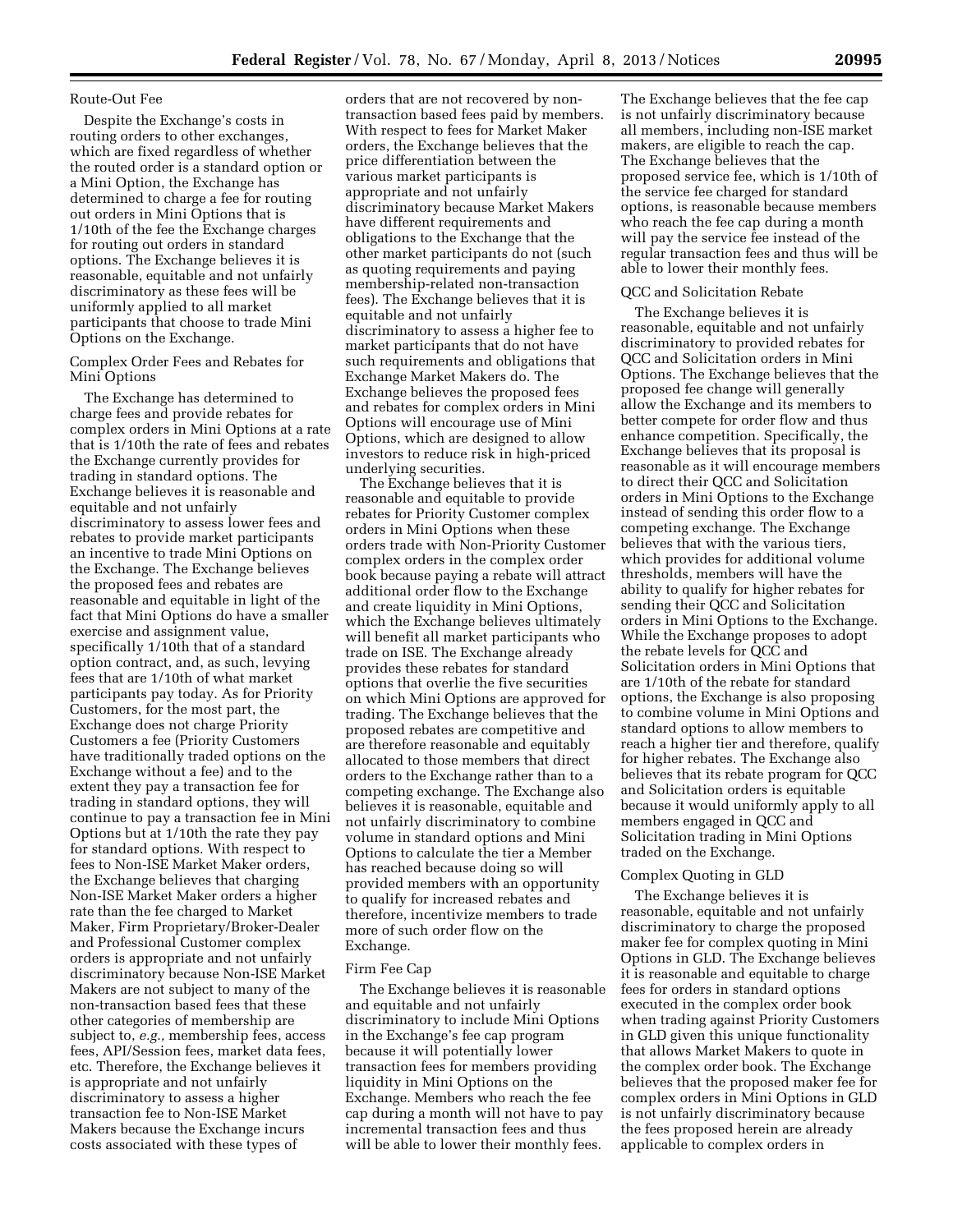Route-Out Fee

Despite the Exchange's costs in routing orders to other exchanges, which are fixed regardless of whether the routed order is a standard option or a Mini Option, the Exchange has determined to charge a fee for routing out orders in Mini Options that is 1/10th of the fee the Exchange charges for routing out orders in standard options. The Exchange believes it is reasonable, equitable and not unfairly discriminatory as these fees will be uniformly applied to all market participants that choose to trade Mini Options on the Exchange.

Complex Order Fees and Rebates for Mini Options

The Exchange has determined to charge fees and provide rebates for complex orders in Mini Options at a rate that is 1/10th the rate of fees and rebates the Exchange currently provides for trading in standard options. The Exchange believes it is reasonable and equitable and not unfairly discriminatory to assess lower fees and rebates to provide market participants an incentive to trade Mini Options on the Exchange. The Exchange believes the proposed fees and rebates are reasonable and equitable in light of the fact that Mini Options do have a smaller exercise and assignment value, specifically 1/10th that of a standard option contract, and, as such, levying fees that are 1/10th of what market participants pay today. As for Priority Customers, for the most part, the Exchange does not charge Priority Customers a fee (Priority Customers have traditionally traded options on the Exchange without a fee) and to the extent they pay a transaction fee for trading in standard options, they will continue to pay a transaction fee in Mini Options but at 1/10th the rate they pay for standard options. With respect to fees to Non-ISE Market Maker orders, the Exchange believes that charging Non-ISE Market Maker orders a higher rate than the fee charged to Market Maker, Firm Proprietary/Broker-Dealer and Professional Customer complex orders is appropriate and not unfairly discriminatory because Non-ISE Market Makers are not subject to many of the non-transaction based fees that these other categories of membership are subject to, *e.g.,* membership fees, access fees, API/Session fees, market data fees, etc. Therefore, the Exchange believes it is appropriate and not unfairly discriminatory to assess a higher transaction fee to Non-ISE Market Makers because the Exchange incurs costs associated with these types of orders that are not recovered by non-transaction based fees paid by members. With respect to fees for Market Maker orders, the Exchange believes that the price differentiation between the various market participants is appropriate and not unfairly discriminatory because Market Makers have different requirements and obligations to the Exchange that the other market participants do not (such as quoting requirements and paying membership-related non-transaction fees). The Exchange believes that it is equitable and not unfairly discriminatory to assess a higher fee to market participants that do not have such requirements and obligations that Exchange Market Makers do. The Exchange believes the proposed fees and rebates for complex orders in Mini Options will encourage use of Mini Options, which are designed to allow investors to reduce risk in high-priced underlying securities.

The Exchange believes that it is reasonable and equitable to provide rebates for Priority Customer complex orders in Mini Options when these orders trade with Non-Priority Customer complex orders in the complex order book because paying a rebate will attract additional order flow to the Exchange and create liquidity in Mini Options, which the Exchange believes ultimately will benefit all market participants who trade on ISE. The Exchange already provides these rebates for standard options that overlie the five securities on which Mini Options are approved for trading. The Exchange believes that the proposed rebates are competitive and are therefore reasonable and equitably allocated to those members that direct orders to the Exchange rather than to a competing exchange. The Exchange also believes it is reasonable, equitable and not unfairly discriminatory to combine volume in standard options and Mini Options to calculate the tier a Member has reached because doing so will provided members with an opportunity to qualify for increased rebates and therefore, incentivize members to trade more of such order flow on the Exchange.

Firm Fee Cap

The Exchange believes it is reasonable and equitable and not unfairly discriminatory to include Mini Options in the Exchange's fee cap program because it will potentially lower transaction fees for members providing liquidity in Mini Options on the Exchange. Members who reach the fee cap during a month will not have to pay incremental transaction fees and thus will be able to lower their monthly fees. The Exchange believes that the fee cap is not unfairly discriminatory because all members, including non-ISE market makers, are eligible to reach the cap. The Exchange believes that the proposed service fee, which is 1/10th of the service fee charged for standard options, is reasonable because members who reach the fee cap during a month will pay the service fee instead of the regular transaction fees and thus will be able to lower their monthly fees.

QCC and Solicitation Rebate

The Exchange believes it is reasonable, equitable and not unfairly discriminatory to provided rebates for QCC and Solicitation orders in Mini Options. The Exchange believes that the proposed fee change will generally allow the Exchange and its members to better compete for order flow and thus enhance competition. Specifically, the Exchange believes that its proposal is reasonable as it will encourage members to direct their QCC and Solicitation orders in Mini Options to the Exchange instead of sending this order flow to a competing exchange. The Exchange believes that with the various tiers, which provides for additional volume thresholds, members will have the ability to qualify for higher rebates for sending their QCC and Solicitation orders in Mini Options to the Exchange. While the Exchange proposes to adopt the rebate levels for QCC and Solicitation orders in Mini Options that are 1/10th of the rebate for standard options, the Exchange is also proposing to combine volume in Mini Options and standard options to allow members to reach a higher tier and therefore, qualify for higher rebates. The Exchange also believes that its rebate program for QCC and Solicitation orders is equitable because it would uniformly apply to all members engaged in QCC and Solicitation trading in Mini Options traded on the Exchange.

Complex Quoting in GLD

The Exchange believes it is reasonable, equitable and not unfairly discriminatory to charge the proposed maker fee for complex quoting in Mini Options in GLD. The Exchange believes it is reasonable and equitable to charge fees for orders in standard options executed in the complex order book when trading against Priority Customers in GLD given this unique functionality that allows Market Makers to quote in the complex order book. The Exchange believes that the proposed maker fee for complex orders in Mini Options in GLD is not unfairly discriminatory because the fees proposed herein are already applicable to complex orders in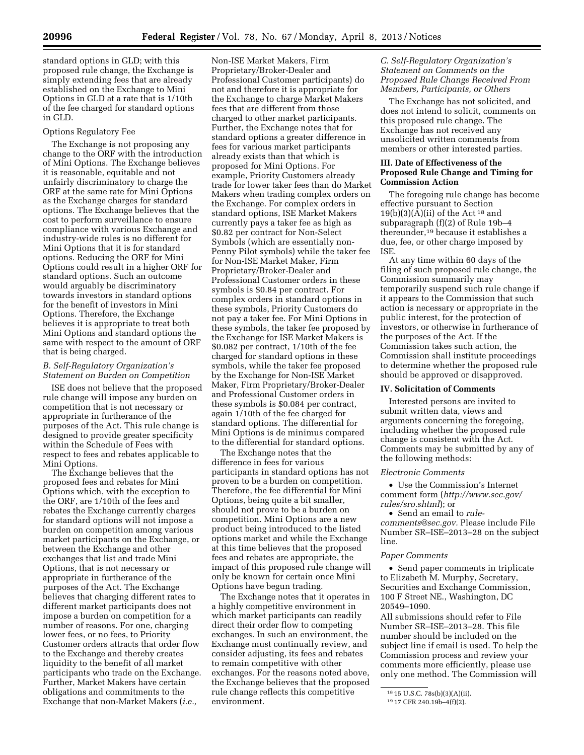standard options in GLD; with this proposed rule change, the Exchange is simply extending fees that are already established on the Exchange to Mini Options in GLD at a rate that is 1/10th of the fee charged for standard options in GLD.

Options Regulatory Fee

The Exchange is not proposing any change to the ORF with the introduction of Mini Options. The Exchange believes it is reasonable, equitable and not unfairly discriminatory to charge the ORF at the same rate for Mini Options as the Exchange charges for standard options. The Exchange believes that the cost to perform surveillance to ensure compliance with various Exchange and industry-wide rules is no different for Mini Options that it is for standard options. Reducing the ORF for Mini Options could result in a higher ORF for standard options. Such an outcome would arguably be discriminatory towards investors in standard options for the benefit of investors in Mini Options. Therefore, the Exchange believes it is appropriate to treat both Mini Options and standard options the same with respect to the amount of ORF that is being charged.

### *B. Self-Regulatory Organization's Statement on Burden on Competition*

ISE does not believe that the proposed rule change will impose any burden on competition that is not necessary or appropriate in furtherance of the purposes of the Act. This rule change is designed to provide greater specificity within the Schedule of Fees with respect to fees and rebates applicable to Mini Options.

The Exchange believes that the proposed fees and rebates for Mini Options which, with the exception to the ORF, are 1/10th of the fees and rebates the Exchange currently charges for standard options will not impose a burden on competition among various market participants on the Exchange, or between the Exchange and other exchanges that list and trade Mini Options, that is not necessary or appropriate in furtherance of the purposes of the Act. The Exchange believes that charging different rates to different market participants does not impose a burden on competition for a number of reasons. For one, charging lower fees, or no fees, to Priority Customer orders attracts that order flow to the Exchange and thereby creates liquidity to the benefit of all market participants who trade on the Exchange. Further, Market Makers have certain obligations and commitments to the Exchange that non-Market Makers (*i.e.,* Non-ISE Market Makers, Firm Proprietary/Broker-Dealer and Professional Customer participants) do not and therefore it is appropriate for the Exchange to charge Market Makers fees that are different from those charged to other market participants. Further, the Exchange notes that for standard options a greater difference in fees for various market participants already exists than that which is proposed for Mini Options. For example, Priority Customers already trade for lower taker fees than do Market Makers when trading complex orders on the Exchange. For complex orders in standard options, ISE Market Makers currently pays a taker fee as high as $0.82 per contract for Non-Select Symbols (which are essentially non-Penny Pilot symbols) while the taker fee for Non-ISE Market Maker, Firm Proprietary/Broker-Dealer and Professional Customer orders in these symbols is $0.84 per contract. For complex orders in standard options in these symbols, Priority Customers do not pay a taker fee. For Mini Options in these symbols, the taker fee proposed by the Exchange for ISE Market Makers is $0.082 per contract, 1/10th of the fee charged for standard options in these symbols, while the taker fee proposed by the Exchange for Non-ISE Market Maker, Firm Proprietary/Broker-Dealer and Professional Customer orders in these symbols is $0.084 per contract, again 1/10th of the fee charged for standard options. The differential for Mini Options is de minimus compared to the differential for standard options.

The Exchange notes that the difference in fees for various participants in standard options has not proven to be a burden on competition. Therefore, the fee differential for Mini Options, being quite a bit smaller, should not prove to be a burden on competition. Mini Options are a new product being introduced to the listed options market and while the Exchange at this time believes that the proposed fees and rebates are appropriate, the impact of this proposed rule change will only be known for certain once Mini Options have begun trading.

The Exchange notes that it operates in a highly competitive environment in which market participants can readily direct their order flow to competing exchanges. In such an environment, the Exchange must continually review, and consider adjusting, its fees and rebates to remain competitive with other exchanges. For the reasons noted above, the Exchange believes that the proposed rule change reflects this competitive environment.

### *C. Self-Regulatory Organization's Statement on Comments on the Proposed Rule Change Received From Members, Participants, or Others*

The Exchange has not solicited, and does not intend to solicit, comments on this proposed rule change. The Exchange has not received any unsolicited written comments from members or other interested parties.

## III. Date of Effectiveness of the Proposed Rule Change and Timing for Commission Action

The foregoing rule change has become effective pursuant to Section 19(b)(3)(A)(ii) of the Act [18] and subparagraph (f)(2) of Rule 19b–4 thereunder,[19] because it establishes a due, fee, or other charge imposed by ISE.

At any time within 60 days of the filing of such proposed rule change, the Commission summarily may temporarily suspend such rule change if it appears to the Commission that such action is necessary or appropriate in the public interest, for the protection of investors, or otherwise in furtherance of the purposes of the Act. If the Commission takes such action, the Commission shall institute proceedings to determine whether the proposed rule should be approved or disapproved.

## IV. Solicitation of Comments

Interested persons are invited to submit written data, views and arguments concerning the foregoing, including whether the proposed rule change is consistent with the Act. Comments may be submitted by any of the following methods:

*Electronic Comments*

- Use the Commission's Internet comment form (*http://www.sec.gov/rules/sro.shtml*); or
- Send an email to *rule-comments@sec.gov.* Please include File Number SR–ISE–2013–28 on the subject line.

*Paper Comments*

- Send paper comments in triplicate to Elizabeth M. Murphy, Secretary, Securities and Exchange Commission, 100 F Street NE., Washington, DC 20549–1090.

All submissions should refer to File Number SR–ISE–2013–28. This file number should be included on the subject line if email is used. To help the Commission process and review your comments more efficiently, please use only one method. The Commission will

[18] 15 U.S.C. 78s(b)(3)(A)(ii).

[19] 17 CFR 240.19b–4(f)(2).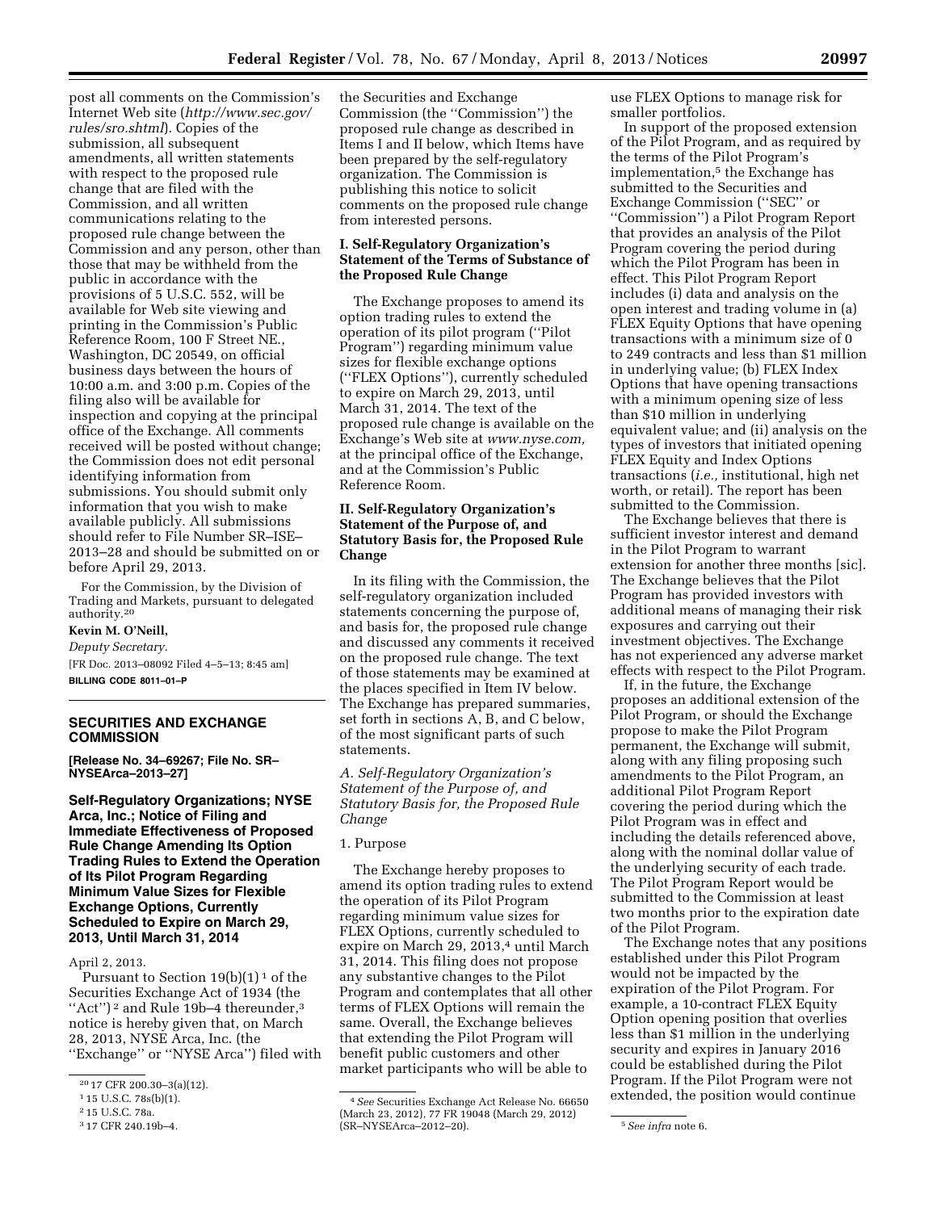post all comments on the Commission's Internet Web site (*http://www.sec.gov/rules/sro.shtml*). Copies of the submission, all subsequent amendments, all written statements with respect to the proposed rule change that are filed with the Commission, and all written communications relating to the proposed rule change between the Commission and any person, other than those that may be withheld from the public in accordance with the provisions of 5 U.S.C. 552, will be available for Web site viewing and printing in the Commission's Public Reference Room, 100 F Street NE., Washington, DC 20549, on official business days between the hours of 10:00 a.m. and 3:00 p.m. Copies of the filing also will be available for inspection and copying at the principal office of the Exchange. All comments received will be posted without change; the Commission does not edit personal identifying information from submissions. You should submit only information that you wish to make available publicly. All submissions should refer to File Number SR–ISE–2013–28 and should be submitted on or before April 29, 2013.

For the Commission, by the Division of Trading and Markets, pursuant to delegated authority.[20]

**Kevin M. O'Neill,**

*Deputy Secretary.*

[FR Doc. 2013–08092 Filed 4–5–13; 8:45 am]

**BILLING CODE 8011–01–P**

---

## SECURITIES AND EXCHANGE COMMISSION

**[Release No. 34–69267; File No. SR–NYSEArca–2013–27]**

## Self-Regulatory Organizations; NYSE Arca, Inc.; Notice of Filing and Immediate Effectiveness of Proposed Rule Change Amending Its Option Trading Rules to Extend the Operation of Its Pilot Program Regarding Minimum Value Sizes for Flexible Exchange Options, Currently Scheduled to Expire on March 29, 2013, Until March 31, 2014

April 2, 2013.

Pursuant to Section 19(b)(1)[1] of the Securities Exchange Act of 1934 (the "Act")[2] and Rule 19b–4 thereunder,[3] notice is hereby given that, on March 28, 2013, NYSE Arca, Inc. (the "Exchange" or "NYSE Arca") filed with the Securities and Exchange Commission (the "Commission") the proposed rule change as described in Items I and II below, which Items have been prepared by the self-regulatory organization. The Commission is publishing this notice to solicit comments on the proposed rule change from interested persons.

### I. Self-Regulatory Organization's Statement of the Terms of Substance of the Proposed Rule Change

The Exchange proposes to amend its option trading rules to extend the operation of its pilot program ("Pilot Program") regarding minimum value sizes for flexible exchange options ("FLEX Options"), currently scheduled to expire on March 29, 2013, until March 31, 2014. The text of the proposed rule change is available on the Exchange's Web site at *www.nyse.com,* at the principal office of the Exchange, and at the Commission's Public Reference Room.

### II. Self-Regulatory Organization's Statement of the Purpose of, and Statutory Basis for, the Proposed Rule Change

In its filing with the Commission, the self-regulatory organization included statements concerning the purpose of, and basis for, the proposed rule change and discussed any comments it received on the proposed rule change. The text of those statements may be examined at the places specified in Item IV below. The Exchange has prepared summaries, set forth in sections A, B, and C below, of the most significant parts of such statements.

*A. Self-Regulatory Organization's Statement of the Purpose of, and Statutory Basis for, the Proposed Rule Change*

1. Purpose

The Exchange hereby proposes to amend its option trading rules to extend the operation of its Pilot Program regarding minimum value sizes for FLEX Options, currently scheduled to expire on March 29, 2013,[4] until March 31, 2014. This filing does not propose any substantive changes to the Pilot Program and contemplates that all other terms of FLEX Options will remain the same. Overall, the Exchange believes that extending the Pilot Program will benefit public customers and other market participants who will be able to use FLEX Options to manage risk for smaller portfolios.

In support of the proposed extension of the Pilot Program, and as required by the terms of the Pilot Program's implementation,[5] the Exchange has submitted to the Securities and Exchange Commission ("SEC" or "Commission") a Pilot Program Report that provides an analysis of the Pilot Program covering the period during which the Pilot Program has been in effect. This Pilot Program Report includes (i) data and analysis on the open interest and trading volume in (a) FLEX Equity Options that have opening transactions with a minimum size of 0 to 249 contracts and less than $1 million in underlying value; (b) FLEX Index Options that have opening transactions with a minimum opening size of less than $10 million in underlying equivalent value; and (ii) analysis on the types of investors that initiated opening FLEX Equity and Index Options transactions (*i.e.,* institutional, high net worth, or retail). The report has been submitted to the Commission.

The Exchange believes that there is sufficient investor interest and demand in the Pilot Program to warrant extension for another three months [sic]. The Exchange believes that the Pilot Program has provided investors with additional means of managing their risk exposures and carrying out their investment objectives. The Exchange has not experienced any adverse market effects with respect to the Pilot Program.

If, in the future, the Exchange proposes an additional extension of the Pilot Program, or should the Exchange propose to make the Pilot Program permanent, the Exchange will submit, along with any filing proposing such amendments to the Pilot Program, an additional Pilot Program Report covering the period during which the Pilot Program was in effect and including the details referenced above, along with the nominal dollar value of the underlying security of each trade. The Pilot Program Report would be submitted to the Commission at least two months prior to the expiration date of the Pilot Program.

The Exchange notes that any positions established under this Pilot Program would not be impacted by the expiration of the Pilot Program. For example, a 10-contract FLEX Equity Option opening position that overlies less than $1 million in the underlying security and expires in January 2016 could be established during the Pilot Program. If the Pilot Program were not extended, the position would continue

---

[20] 17 CFR 200.30–3(a)(12).

[1] 15 U.S.C. 78s(b)(1).

[2] 15 U.S.C. 78a.

[3] 17 CFR 240.19b–4.

[4] *See* Securities Exchange Act Release No. 66650 (March 23, 2012), 77 FR 19048 (March 29, 2012) (SR–NYSEArca–2012–20).

[5] *See infra* note 6.